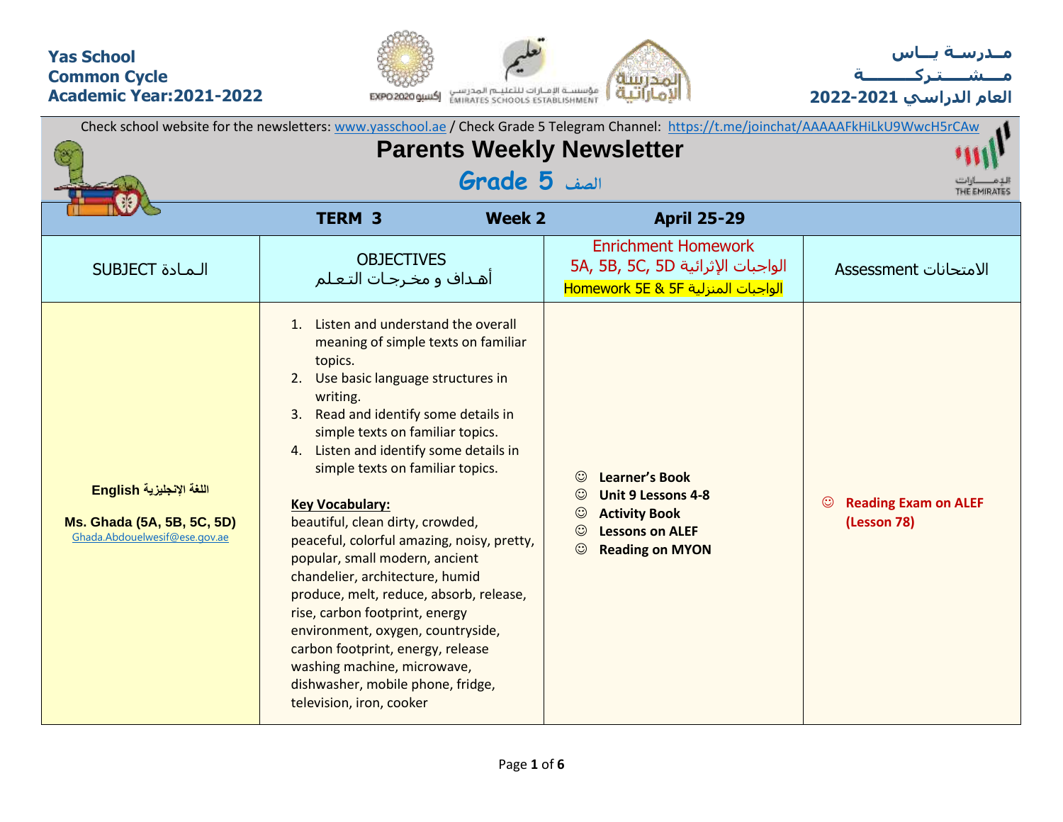**Yas School**
**Common Cycle**
**Academic Year:2021-2022**

**مــدرســة يــاس**
**مــــشـــــتــركـــــــــة**
**العام الدراسي 2021-2022**

Check school website for the newsletters: www.yasschool.ae / Check Grade 5 Telegram Channel: https://t.me/joinchat/AAAAAFkHiLkU9WwcH5rCAw

# Parents Weekly Newsletter

## Grade 5 الصف

| TERM 3 | Week 2 | April 25-29 | |
|---|---|---|---|
| SUBJECT الـمـادة | OBJECTIVES أهـداف و مخـرجـات التـعـلـم | Enrichment Homework 5A, 5B, 5C, 5D الواجبات الإثرائية<br>Homework 5E & 5F الواجبات المنزلية | Assessment الامتحانات |
| **English اللغة الإنجليزية**<br><br>**Ms. Ghada (5A, 5B, 5C, 5D)**<br>Ghada.Abdouelwesif@ese.gov.ae | 1. Listen and understand the overall meaning of simple texts on familiar topics.<br>2. Use basic language structures in writing.<br>3. Read and identify some details in simple texts on familiar topics.<br>4. Listen and identify some details in simple texts on familiar topics.<br><br>**Key Vocabulary:**<br>beautiful, clean dirty, crowded, peaceful, colorful amazing, noisy, pretty, popular, small modern, ancient chandelier, architecture, humid produce, melt, reduce, absorb, release, rise, carbon footprint, energy environment, oxygen, countryside, carbon footprint, energy, release washing machine, microwave, dishwasher, mobile phone, fridge, television, iron, cooker | ☺ **Learner's Book**<br>☺ **Unit 9 Lessons 4-8**<br>☺ **Activity Book**<br>☺ **Lessons on ALEF**<br>☺ **Reading on MYON** | ☺ **Reading Exam on ALEF (Lesson 78)** |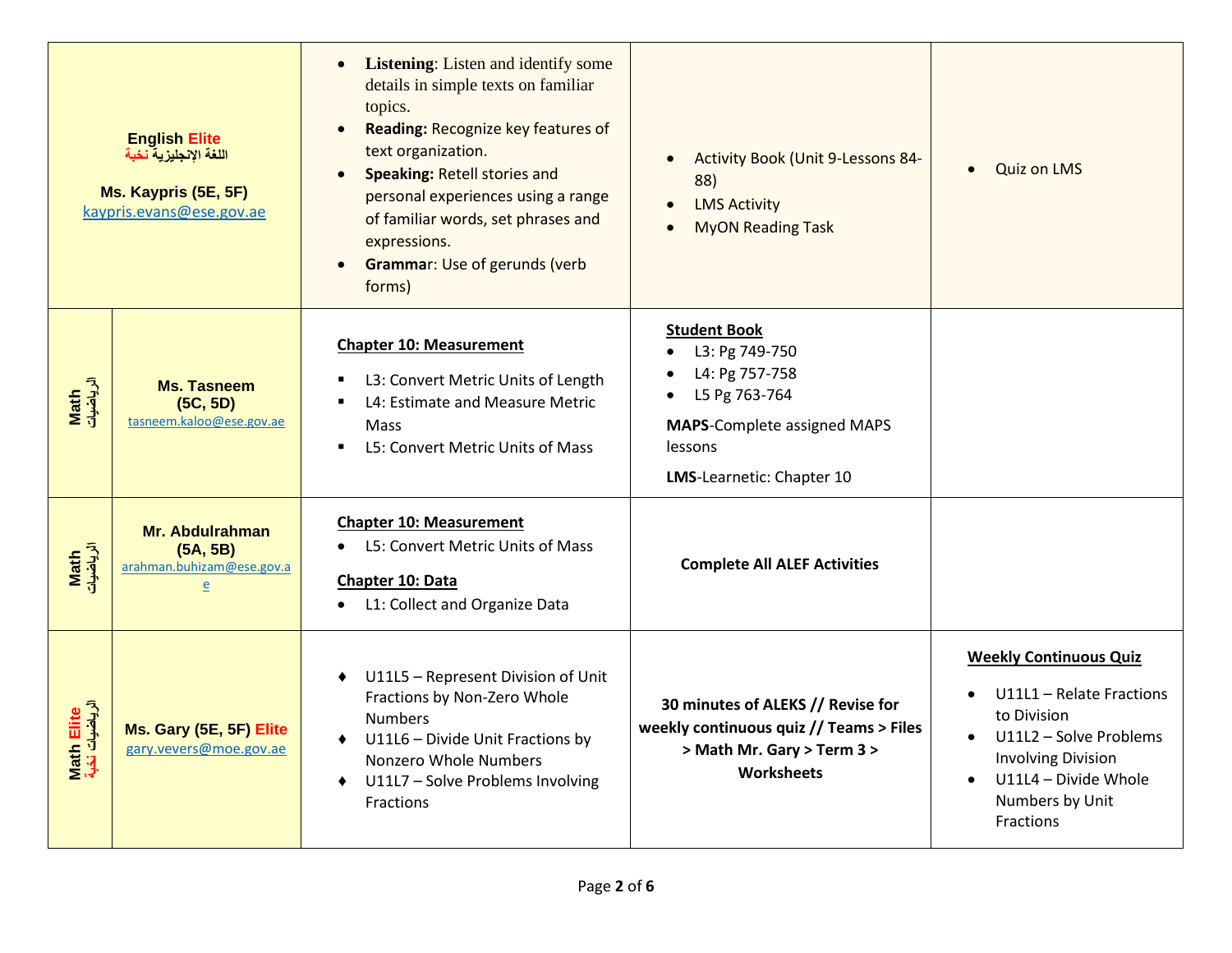| | | | | |
|---|---|---|---|---|
| English **Elite** اللغة الإنجليزية نخبة | Ms. Kaypris (5E, 5F) kaypris.evans@ese.gov.ae | • **Listening**: Listen and identify some details in simple texts on familiar topics. • **Reading:** Recognize key features of text organization. • **Speaking:** Retell stories and personal experiences using a range of familiar words, set phrases and expressions. • **Gramma**r: Use of gerunds (verb forms) | • Activity Book (Unit 9-Lessons 84-88) • LMS Activity • MyON Reading Task | • Quiz on LMS |
| Math الرياضيات | **Ms. Tasneem (5C, 5D)** tasneem.kaloo@ese.gov.ae | **Chapter 10: Measurement** ▪ L3: Convert Metric Units of Length ▪ L4: Estimate and Measure Metric Mass ▪ L5: Convert Metric Units of Mass | **Student Book** • L3: Pg 749-750 • L4: Pg 757-758 • L5 Pg 763-764 **MAPS**-Complete assigned MAPS lessons **LMS**-Learnetic: Chapter 10 | |
| Math الرياضيات | **Mr. Abdulrahman (5A, 5B)** arahman.buhizam@ese.gov.ae | **Chapter 10: Measurement** • L5: Convert Metric Units of Mass **Chapter 10: Data** • L1: Collect and Organize Data | **Complete All ALEF Activities** | |
| Math **Elite** الرياضيات نخبة | **Ms. Gary (5E, 5F) Elite** gary.vevers@moe.gov.ae | ♦ U11L5 – Represent Division of Unit Fractions by Non-Zero Whole Numbers ♦ U11L6 – Divide Unit Fractions by Nonzero Whole Numbers ♦ U11L7 – Solve Problems Involving Fractions | **30 minutes of ALEKS // Revise for weekly continuous quiz // Teams > Files > Math Mr. Gary > Term 3 > Worksheets** | **Weekly Continuous Quiz** • U11L1 – Relate Fractions to Division • U11L2 – Solve Problems Involving Division • U11L4 – Divide Whole Numbers by Unit Fractions |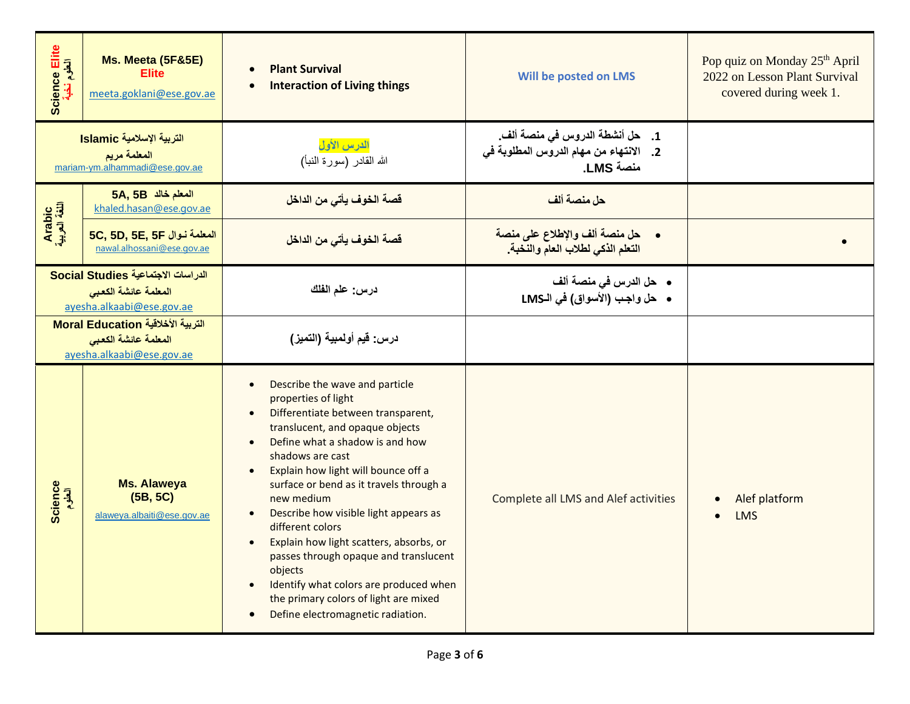| Subject | Teacher | Lesson | Tasks | Notes |
|---|---|---|---|---|
| Science Elite العلوم نخبة | Ms. Meeta (5F&5E) **Elite** meeta.goklani@ese.gov.ae | • **Plant Survival** • **Interaction of Living things** | **Will be posted on LMS** | Pop quiz on Monday 25th April 2022 on Lesson Plant Survival covered during week 1. |
| **Islamic التربية الإسلامية** | **المعلمة مريم** mariam-ym.alhammadi@ese.gov.ae | **الدرس الأول** الله القادر (سورة النبأ) | 1. **حل أنشطة الدروس في منصة ألف.** 2. **الانتهاء من مهام الدروس المطلوبة في منصة LMS.** | |
| Arabic اللغة العربية | **المعلم خالد 5A, 5B** khaled.hasan@ese.gov.ae | **قصة الخوف يأتي من الداخل** | **حل منصة ألف** | |
| Arabic اللغة العربية | **المعلمة نوال 5C, 5D, 5E, 5F** nawal.alhossani@ese.gov.ae | **قصة الخوف يأتي من الداخل** | • **حل منصة ألف والإطلاع على منصة التعلم الذكي لطلاب العام والنخبة.** | • |
| **Social Studies الدراسات الاجتماعية** | **المعلمة عائشة الكعبي** ayesha.alkaabi@ese.gov.ae | **درس: علم الفلك** | • **حل الدرس في منصة ألف** • **حل واجب (الأسواق) في الـLMS** | |
| **Moral Education التربية الأخلاقية** | **المعلمة عائشة الكعبي** ayesha.alkaabi@ese.gov.ae | **درس: قيم أولمبية (التميز)** | | |
| Science العلوم | **Ms. Alaweya (5B, 5C)** alaweya.albaiti@ese.gov.ae | • Describe the wave and particle properties of light • Differentiate between transparent, translucent, and opaque objects • Define what a shadow is and how shadows are cast • Explain how light will bounce off a surface or bend as it travels through a new medium • Describe how visible light appears as different colors • Explain how light scatters, absorbs, or passes through opaque and translucent objects • Identify what colors are produced when the primary colors of light are mixed • Define electromagnetic radiation. | Complete all LMS and Alef activities | • Alef platform • LMS |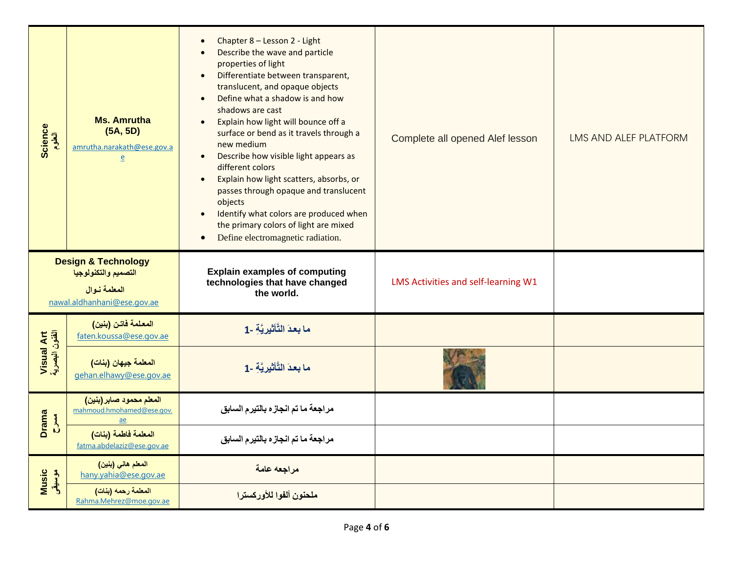| Science العلوم | Ms. Amrutha (5A, 5D) amrutha.narakath@ese.gov.ae | • Chapter 8 – Lesson 2 - Light<br>• Describe the wave and particle properties of light<br>• Differentiate between transparent, translucent, and opaque objects<br>• Define what a shadow is and how shadows are cast<br>• Explain how light will bounce off a surface or bend as it travels through a new medium<br>• Describe how visible light appears as different colors<br>• Explain how light scatters, absorbs, or passes through opaque and translucent objects<br>• Identify what colors are produced when the primary colors of light are mixed<br>• Define electromagnetic radiation. | Complete all opened Alef lesson | LMS AND ALEF PLATFORM |
|---|---|---|---|---|
| **Design & Technology** التصميم والتكنولوجيا | المعلمة نـوال nawal.aldhanhani@ese.gov.ae | **Explain examples of computing technologies that have changed the world.** | LMS Activities and self-learning W1 | |
| Visual Art الفنون البصرية | المعلمة فاتن (بنين) faten.koussa@ese.gov.ae | ما بعدَ التَّأثيريَّةِ -1 | | |
| | المعلمة جيهان (بنات) gehan.elhawy@ese.gov.ae | ما بعدَ التَّأثيريَّةِ -1 | | |
| Drama مسرح | المعلم محمود صابر(بنين) mahmoud.hmohamed@ese.gov.ae | مراجعة ما تم انجازه بالتيرم السابق | | |
| | المعلمة فاطمة (بنات) fatma.abdelaziz@ese.gov.ae | مراجعة ما تم انجازه بالتيرم السابق | | |
| Music موسيقى | المعلم هاني (بنين) hany.yahia@ese.gov.ae | مراجعه عامة | | |
| | المعلمة رحمه (بنات) Rahma.Mehrez@moe.gov.ae | ملحنون ألفوا للأوركسترا | | |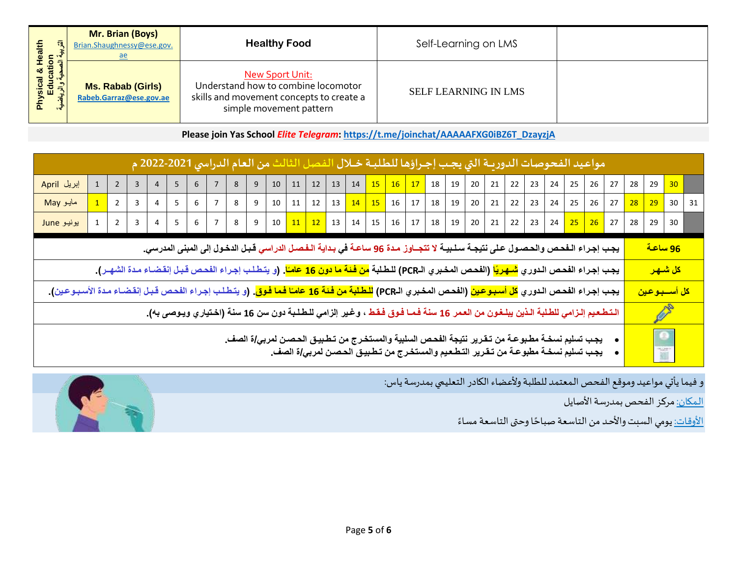| Physical & Health Education التربية الصحية والرياضية | Mr. Brian (Boys) Brian.Shaughnessy@ese.gov.ae | Healthy Food | Self-Learning on LMS | |
|---|---|---|---|---|
| | Ms. Rabab (Girls) Rabeb.Garraz@ese.gov.ae | New Sport Unit: Understand how to combine locomotor skills and movement concepts to create a simple movement pattern | SELF LEARNING IN LMS | |

**Please join Yas School *Elite Telegram*: https://t.me/joinchat/AAAAAFXG0iBZ6T_DzayzjA**

## مواعيد الفحوصات الدورية التي يجب إجراؤها للطلبة خلال الفصل الثالث من العام الدراسي 2021-2022 م

| | | | | | | | | | | | | | | | | | | | | | | | | | | | | | | | |
|---|---|---|---|---|---|---|---|---|---|---|---|---|---|---|---|---|---|---|---|---|---|---|---|---|---|---|---|---|---|---|---|
| April إبريل | 1 | 2 | 3 | 4 | 5 | 6 | 7 | 8 | 9 | 10 | 11 | 12 | 13 | 14 | 15 | 16 | 17 | 18 | 19 | 20 | 21 | 22 | 23 | 24 | 25 | 26 | 27 | 28 | 29 | 30 | |
| May مايو | 1 | 2 | 3 | 4 | 5 | 6 | 7 | 8 | 9 | 10 | 11 | 12 | 13 | 14 | 15 | 16 | 17 | 18 | 19 | 20 | 21 | 22 | 23 | 24 | 25 | 26 | 27 | 28 | 29 | 30 | 31 |
| June يونيو | 1 | 2 | 3 | 4 | 5 | 6 | 7 | 8 | 9 | 10 | 11 | 12 | 13 | 14 | 15 | 16 | 17 | 18 | 19 | 20 | 21 | 22 | 23 | 24 | 25 | 26 | 27 | 28 | 29 | 30 | |

| | |
|---|---|
| 96 ساعة | يجب إجراء الفحص والحصول على نتيجة سلبية لا تتجاوز مدة 96 ساعة في بداية الفصل الدراسي قبل الدخول إلى المبنى المدرسي. |
| كل شهر | يجب إجراء الفحص الدوري شهريًا (الفحص المخبري الـPCR) للطلبة من فئة ما دون 16 عامًا. (و يتطلب إجراء الفحص قبل إنقضاء مدة الشهر). |
| كل أسبوعين | يجب إجراء الفحص الدوري كل أسبوعين (الفحص المخبري الـPCR) للطلبة من فئة 16 عامًا فما فوق. (و يتطلب إجراء الفحص قبل إنقضاء مدة الأسبوعين). |
| | التطعيم إلزامي للطلبة الذين يبلغون من العمر 16 سنة فما فوق فقط ، وغير إلزامي للطلبة دون سن 16 سنة (اختياري ويوصى به). |
| | • يجب تسليم نسخة مطبوعة من تقرير نتيجة الفحص السلبية والمستخرج من تطبيق الحصن لمربي/ة الصف. • يجب تسليم نسخة مطبوعة من تقرير التطعيم والمستخرج من تطبيق الحصن لمربي/ة الصف. |

و فيما يأتي مواعيد وموقع الفحص المعتمد للطلبة ولأعضاء الكادر التعليمي بمدرسة ياس:

المكان: مركز الفحص بمدرسة الأصايل

الأوقات: يومي السبت والأحد من التاسعة صباحًا وحتى التاسعة مساءً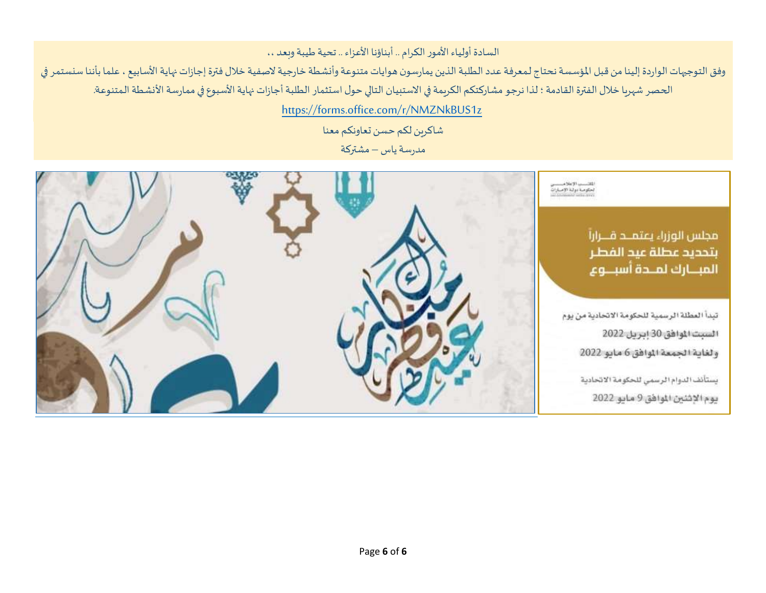السادة أولياء الأمور الكرام .. أبناؤنا الأعزاء .. تحية طيبة وبعد ،،

وفق التوجهات الواردة إلينا من قبل المؤسسة نحتاج لمعرفة عدد الطلبة الذين يمارسون هوايات متنوعة وأنشطة خارجية لاصفية خلال فترة إجازات نهاية الأسابيع ، علما بأننا سنستمر في الحصر شهريا خلال الفترة القادمة ؛ لذا نرجو مشاركتكم الكريمة في الاستبيان التالي حول استثمار الطلبة أجازات نهاية الأسبوع في ممارسة الأنشطة المتنوعة:

https://forms.office.com/r/NMZNkBUS1z

شاكرين لكم حسن تعاونكم معنا

مدرسة ياس – مشتركة

المكتب الإعلامي لحكومة دولة الإمارات

مجلس الوزراء يعتمد قراراً بتحديد عطلة عيد الفطر المبارك لمدة أسبوع

تبدأ العطلة الرسمية للحكومة الاتحادية من يوم السبت الموافق 30 إبريل 2022 ولغاية الجمعة الموافق 6 مايو 2022

يستأنف الدوام الرسمي للحكومة الاتحادية يوم الإثنين الموافق 9 مايو 2022